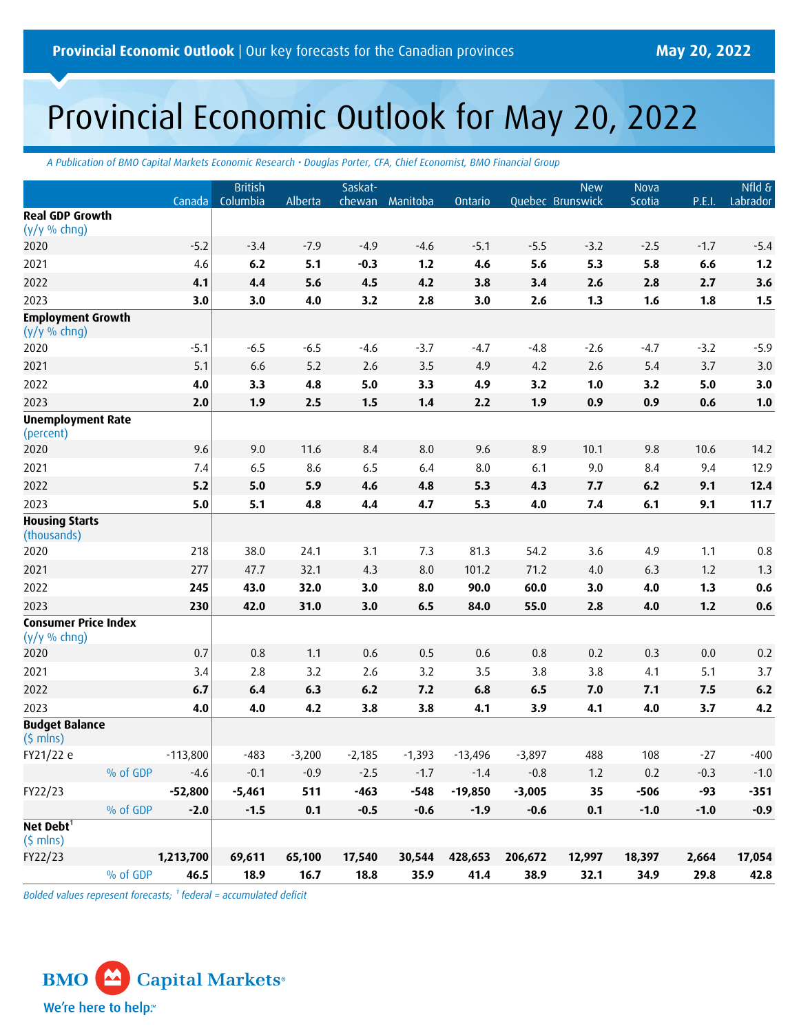Provincial Economic Outlook | Our key forecasts for the Canadian provinces — May 20, 2022

# Provincial Economic Outlook for May 20, 2022

*A Publication of BMO Capital Markets Economic Research • Douglas Porter, CFA, Chief Economist, BMO Financial Group*

| | Canada | British Columbia | Alberta | Saskat-chewan | Manitoba | Ontario | Quebec | New Brunswick | Nova Scotia | P.E.I. | Nfld & Labrador |
|---|---|---|---|---|---|---|---|---|---|---|---|
| **Real GDP Growth** (y/y % chng) | | | | | | | | | | | |
| 2020 | -5.2 | -3.4 | -7.9 | -4.9 | -4.6 | -5.1 | -5.5 | -3.2 | -2.5 | -1.7 | -5.4 |
| 2021 | 4.6 | **6.2** | **5.1** | **-0.3** | **1.2** | **4.6** | **5.6** | **5.3** | **5.8** | **6.6** | **1.2** |
| 2022 | **4.1** | **4.4** | **5.6** | **4.5** | **4.2** | **3.8** | **3.4** | **2.6** | **2.8** | **2.7** | **3.6** |
| 2023 | **3.0** | **3.0** | **4.0** | **3.2** | **2.8** | **3.0** | **2.6** | **1.3** | **1.6** | **1.8** | **1.5** |
| **Employment Growth** (y/y % chng) | | | | | | | | | | | |
| 2020 | -5.1 | -6.5 | -6.5 | -4.6 | -3.7 | -4.7 | -4.8 | -2.6 | -4.7 | -3.2 | -5.9 |
| 2021 | 5.1 | 6.6 | 5.2 | 2.6 | 3.5 | 4.9 | 4.2 | 2.6 | 5.4 | 3.7 | 3.0 |
| 2022 | **4.0** | **3.3** | **4.8** | **5.0** | **3.3** | **4.9** | **3.2** | **1.0** | **3.2** | **5.0** | **3.0** |
| 2023 | **2.0** | **1.9** | **2.5** | **1.5** | **1.4** | **2.2** | **1.9** | **0.9** | **0.9** | **0.6** | **1.0** |
| **Unemployment Rate** (percent) | | | | | | | | | | | |
| 2020 | 9.6 | 9.0 | 11.6 | 8.4 | 8.0 | 9.6 | 8.9 | 10.1 | 9.8 | 10.6 | 14.2 |
| 2021 | 7.4 | 6.5 | 8.6 | 6.5 | 6.4 | 8.0 | 6.1 | 9.0 | 8.4 | 9.4 | 12.9 |
| 2022 | **5.2** | **5.0** | **5.9** | **4.6** | **4.8** | **5.3** | **4.3** | **7.7** | **6.2** | **9.1** | **12.4** |
| 2023 | **5.0** | **5.1** | **4.8** | **4.4** | **4.7** | **5.3** | **4.0** | **7.4** | **6.1** | **9.1** | **11.7** |
| **Housing Starts** (thousands) | | | | | | | | | | | |
| 2020 | 218 | 38.0 | 24.1 | 3.1 | 7.3 | 81.3 | 54.2 | 3.6 | 4.9 | 1.1 | 0.8 |
| 2021 | 277 | 47.7 | 32.1 | 4.3 | 8.0 | 101.2 | 71.2 | 4.0 | 6.3 | 1.2 | 1.3 |
| 2022 | **245** | **43.0** | **32.0** | **3.0** | **8.0** | **90.0** | **60.0** | **3.0** | **4.0** | **1.3** | **0.6** |
| 2023 | **230** | **42.0** | **31.0** | **3.0** | **6.5** | **84.0** | **55.0** | **2.8** | **4.0** | **1.2** | **0.6** |
| **Consumer Price Index** (y/y % chng) | | | | | | | | | | | |
| 2020 | 0.7 | 0.8 | 1.1 | 0.6 | 0.5 | 0.6 | 0.8 | 0.2 | 0.3 | 0.0 | 0.2 |
| 2021 | 3.4 | 2.8 | 3.2 | 2.6 | 3.2 | 3.5 | 3.8 | 3.8 | 4.1 | 5.1 | 3.7 |
| 2022 | **6.7** | **6.4** | **6.3** | **6.2** | **7.2** | **6.8** | **6.5** | **7.0** | **7.1** | **7.5** | **6.2** |
| 2023 | **4.0** | **4.0** | **4.2** | **3.8** | **3.8** | **4.1** | **3.9** | **4.1** | **4.0** | **3.7** | **4.2** |
| **Budget Balance** ($ mlns) | | | | | | | | | | | |
| FY21/22 e | -113,800 | -483 | -3,200 | -2,185 | -1,393 | -13,496 | -3,897 | 488 | 108 | -27 | -400 |
| % of GDP | -4.6 | -0.1 | -0.9 | -2.5 | -1.7 | -1.4 | -0.8 | 1.2 | 0.2 | -0.3 | -1.0 |
| FY22/23 | **-52,800** | **-5,461** | **511** | **-463** | **-548** | **-19,850** | **-3,005** | **35** | **-506** | **-93** | **-351** |
| % of GDP | **-2.0** | **-1.5** | **0.1** | **-0.5** | **-0.6** | **-1.9** | **-0.6** | **0.1** | **-1.0** | **-1.0** | **-0.9** |
| **Net Debt**[1] ($ mlns) | | | | | | | | | | | |
| FY22/23 | **1,213,700** | **69,611** | **65,100** | **17,540** | **30,544** | **428,653** | **206,672** | **12,997** | **18,397** | **2,664** | **17,054** |
| % of GDP | **46.5** | **18.9** | **16.7** | **18.8** | **35.9** | **41.4** | **38.9** | **32.1** | **34.9** | **29.8** | **42.8** |

*Bolded values represent forecasts; [1] federal = accumulated deficit*

BMO Capital Markets — We're here to help.™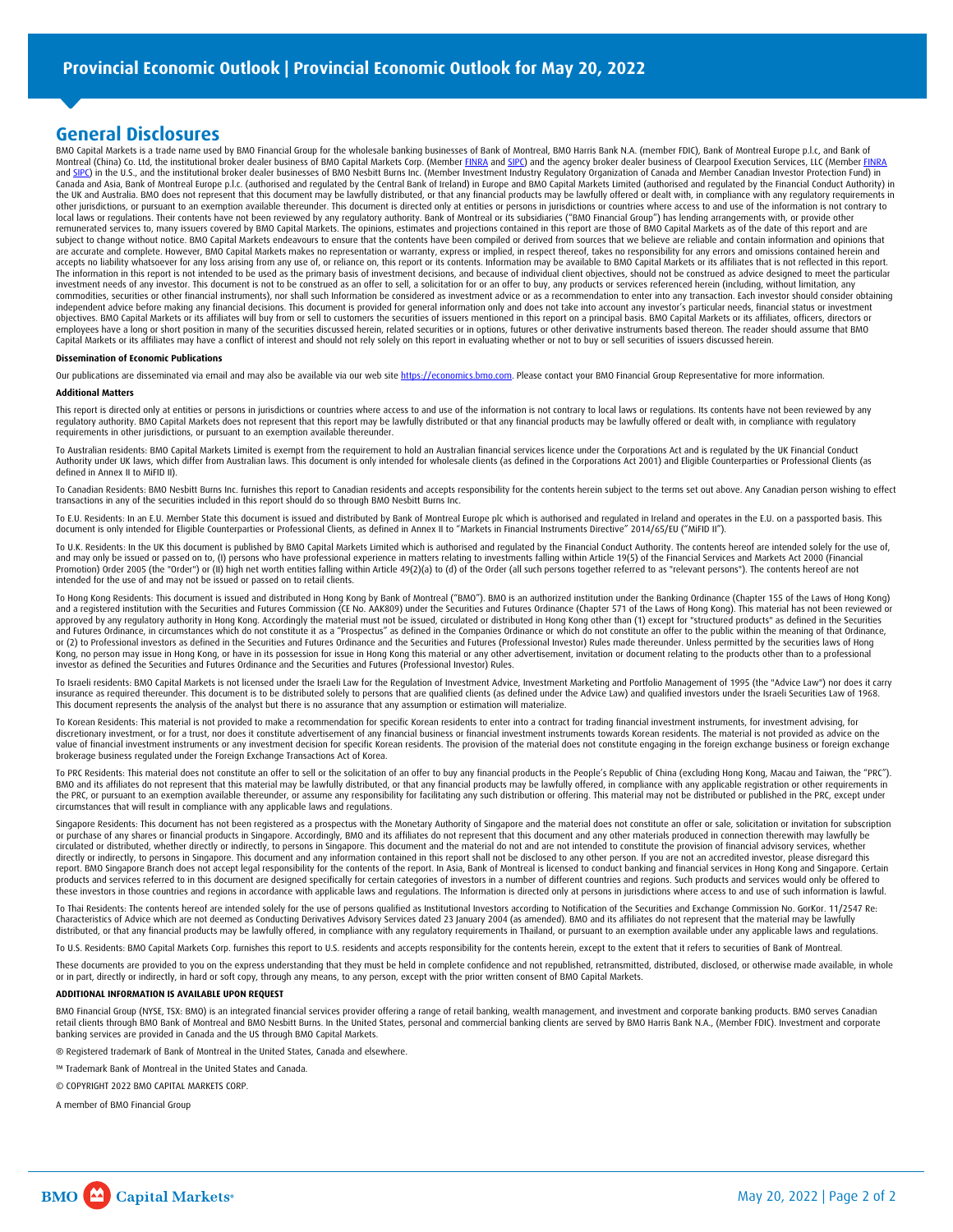## General Disclosures

BMO Capital Markets is a trade name used by BMO Financial Group for the wholesale banking businesses of Bank of Montreal, BMO Harris Bank N.A. (member FDIC), Bank of Montreal Europe p.l.c, and Bank of Montreal (China) Co. Ltd, the institutional broker dealer business of BMO Capital Markets Corp. (Member FINRA and SIPC) and the agency broker dealer business of Clearpool Execution Services, LLC (Member FINRA and SIPC) in the U.S., and the institutional broker dealer businesses of BMO Nesbitt Burns Inc. (Member Investment Industry Regulatory Organization of Canada and Member Canadian Investor Protection Fund) in Canada and Asia, Bank of Montreal Europe p.l.c. (authorised and regulated by the Central Bank of Ireland) in Europe and BMO Capital Markets Limited (authorised and regulated by the Financial Conduct Authority) in the UK and Australia. BMO does not represent that this document may be lawfully distributed, or that any financial products may be lawfully offered or dealt with, in compliance with any regulatory requirements in other jurisdictions, or pursuant to an exemption available thereunder. This document is directed only at entities or persons in jurisdictions or countries where access to and use of the information is not contrary to local laws or regulations. Their contents have not been reviewed by any regulatory authority. Bank of Montreal or its subsidiaries ("BMO Financial Group") has lending arrangements with, or provide other remunerated services to, many issuers covered by BMO Capital Markets. The opinions, estimates and projections contained in this report are those of BMO Capital Markets as of the date of this report and are subject to change without notice. BMO Capital Markets endeavours to ensure that the contents have been compiled or derived from sources that we believe are reliable and contain information and opinions that are accurate and complete. However, BMO Capital Markets makes no representation or warranty, express or implied, in respect thereof, takes no responsibility for any errors and omissions contained herein and accepts no liability whatsoever for any loss arising from any use of, or reliance on, this report or its contents. Information may be available to BMO Capital Markets or its affiliates that is not reflected in this report. The information in this report is not intended to be used as the primary basis of investment decisions, and because of individual client objectives, should not be construed as advice designed to meet the particular investment needs of any investor. This document is not to be construed as an offer to sell, a solicitation for or an offer to buy, any products or services referenced herein (including, without limitation, any commodities, securities or other financial instruments), nor shall such Information be considered as investment advice or as a recommendation to enter into any transaction. Each investor should consider obtaining independent advice before making any financial decisions. This document is provided for general information only and does not take into account any investor's particular needs, financial status or investment objectives. BMO Capital Markets or its affiliates will buy from or sell to customers the securities of issuers mentioned in this report on a principal basis. BMO Capital Markets or its affiliates, officers, directors or employees have a long or short position in many of the securities discussed herein, related securities or in options, futures or other derivative instruments based thereon. The reader should assume that BMO Capital Markets or its affiliates may have a conflict of interest and should not rely solely on this report in evaluating whether or not to buy or sell securities of issuers discussed herein.

**Dissemination of Economic Publications**

Our publications are disseminated via email and may also be available via our web site https://economics.bmo.com. Please contact your BMO Financial Group Representative for more information.

**Additional Matters**

This report is directed only at entities or persons in jurisdictions or countries where access to and use of the information is not contrary to local laws or regulations. Its contents have not been reviewed by any regulatory authority. BMO Capital Markets does not represent that this report may be lawfully distributed or that any financial products may be lawfully offered or dealt with, in compliance with regulatory requirements in other jurisdictions, or pursuant to an exemption available thereunder.

To Australian residents: BMO Capital Markets Limited is exempt from the requirement to hold an Australian financial services licence under the Corporations Act and is regulated by the UK Financial Conduct Authority under UK laws, which differ from Australian laws. This document is only intended for wholesale clients (as defined in the Corporations Act 2001) and Eligible Counterparties or Professional Clients (as defined in Annex II to MiFID II).

To Canadian Residents: BMO Nesbitt Burns Inc. furnishes this report to Canadian residents and accepts responsibility for the contents herein subject to the terms set out above. Any Canadian person wishing to effect transactions in any of the securities included in this report should do so through BMO Nesbitt Burns Inc.

To E.U. Residents: In an E.U. Member State this document is issued and distributed by Bank of Montreal Europe plc which is authorised and regulated in Ireland and operates in the E.U. on a passported basis. This document is only intended for Eligible Counterparties or Professional Clients, as defined in Annex II to "Markets in Financial Instruments Directive" 2014/65/EU ("MiFID II").

To U.K. Residents: In the UK this document is published by BMO Capital Markets Limited which is authorised and regulated by the Financial Conduct Authority. The contents hereof are intended solely for the use of, and may only be issued or passed on to, (I) persons who have professional experience in matters relating to investments falling within Article 19(5) of the Financial Services and Markets Act 2000 (Financial Promotion) Order 2005 (the "Order") or (II) high net worth entities falling within Article 49(2)(a) to (d) of the Order (all such persons together referred to as "relevant persons"). The contents hereof are not intended for the use of and may not be issued or passed on to retail clients.

To Hong Kong Residents: This document is issued and distributed in Hong Kong by Bank of Montreal ("BMO"). BMO is an authorized institution under the Banking Ordinance (Chapter 155 of the Laws of Hong Kong) and a registered institution with the Securities and Futures Commission (CE No. AAK809) under the Securities and Futures Ordinance (Chapter 571 of the Laws of Hong Kong). This material has not been reviewed or approved by any regulatory authority in Hong Kong. Accordingly the material must not be issued, circulated or distributed in Hong Kong other than (1) except for "structured products" as defined in the Securities and Futures Ordinance, in circumstances which do not constitute it as a "Prospectus" as defined in the Companies Ordinance or which do not constitute an offer to the public within the meaning of that Ordinance, or (2) to Professional investors as defined in the Securities and Futures Ordinance and the Securities and Futures (Professional Investor) Rules made thereunder. Unless permitted by the securities laws of Hong Kong, no person may issue in Hong Kong, or have in its possession for issue in Hong Kong this material or any other advertisement, invitation or document relating to the products other than to a professional investor as defined the Securities and Futures Ordinance and the Securities and Futures (Professional Investor) Rules.

To Israeli residents: BMO Capital Markets is not licensed under the Israeli Law for the Regulation of Investment Advice, Investment Marketing and Portfolio Management of 1995 (the "Advice Law") nor does it carry insurance as required thereunder. This document is to be distributed solely to persons that are qualified clients (as defined under the Advice Law) and qualified investors under the Israeli Securities Law of 1968. This document represents the analysis of the analyst but there is no assurance that any assumption or estimation will materialize.

To Korean Residents: This material is not provided to make a recommendation for specific Korean residents to enter into a contract for trading financial investment instruments, for investment advising, for discretionary investment, or for a trust, nor does it constitute advertisement of any financial business or financial investment instruments towards Korean residents. The material is not provided as advice on the value of financial investment instruments or any investment decision for specific Korean residents. The provision of the material does not constitute engaging in the foreign exchange business or foreign exchange brokerage business regulated under the Foreign Exchange Transactions Act of Korea.

To PRC Residents: This material does not constitute an offer to sell or the solicitation of an offer to buy any financial products in the People's Republic of China (excluding Hong Kong, Macau and Taiwan, the "PRC"). BMO and its affiliates do not represent that this material may be lawfully distributed, or that any financial products may be lawfully offered, in compliance with any applicable registration or other requirements in the PRC, or pursuant to an exemption available thereunder, or assume any responsibility for facilitating any such distribution or offering. This material may not be distributed or published in the PRC, except under circumstances that will result in compliance with any applicable laws and regulations.

Singapore Residents: This document has not been registered as a prospectus with the Monetary Authority of Singapore and the material does not constitute an offer or sale, solicitation or invitation for subscription or purchase of any shares or financial products in Singapore. Accordingly, BMO and its affiliates do not represent that this document and any other materials produced in connection therewith may lawfully be circulated or distributed, whether directly or indirectly, to persons in Singapore. This document and the material do not and are not intended to constitute the provision of financial advisory services, whether directly or indirectly, to persons in Singapore. This document and any information contained in this report shall not be disclosed to any other person. If you are not an accredited investor, please disregard this report. BMO Singapore Branch does not accept legal responsibility for the contents of the report. In Asia, Bank of Montreal is licensed to conduct banking and financial services in Hong Kong and Singapore. Certain products and services referred to in this document are designed specifically for certain categories of investors in a number of different countries and regions. Such products and services would only be offered to these investors in those countries and regions in accordance with applicable laws and regulations. The Information is directed only at persons in jurisdictions where access to and use of such information is lawful.

To Thai Residents: The contents hereof are intended solely for the use of persons qualified as Institutional Investors according to Notification of the Securities and Exchange Commission No. GorKor. 11/2547 Re: Characteristics of Advice which are not deemed as Conducting Derivatives Advisory Services dated 23 January 2004 (as amended). BMO and its affiliates do not represent that the material may be lawfully distributed, or that any financial products may be lawfully offered, in compliance with any regulatory requirements in Thailand, or pursuant to an exemption available under any applicable laws and regulations.

To U.S. Residents: BMO Capital Markets Corp. furnishes this report to U.S. residents and accepts responsibility for the contents herein, except to the extent that it refers to securities of Bank of Montreal.

These documents are provided to you on the express understanding that they must be held in complete confidence and not republished, retransmitted, distributed, disclosed, or otherwise made available, in whole or in part, directly or indirectly, in hard or soft copy, through any means, to any person, except with the prior written consent of BMO Capital Markets.

**ADDITIONAL INFORMATION IS AVAILABLE UPON REQUEST**

BMO Financial Group (NYSE, TSX: BMO) is an integrated financial services provider offering a range of retail banking, wealth management, and investment and corporate banking products. BMO serves Canadian retail clients through BMO Bank of Montreal and BMO Nesbitt Burns. In the United States, personal and commercial banking clients are served by BMO Harris Bank N.A., (Member FDIC). Investment and corporate banking services are provided in Canada and the US through BMO Capital Markets.

® Registered trademark of Bank of Montreal in the United States, Canada and elsewhere.

™ Trademark Bank of Montreal in the United States and Canada.

© COPYRIGHT 2022 BMO CAPITAL MARKETS CORP.

A member of BMO Financial Group